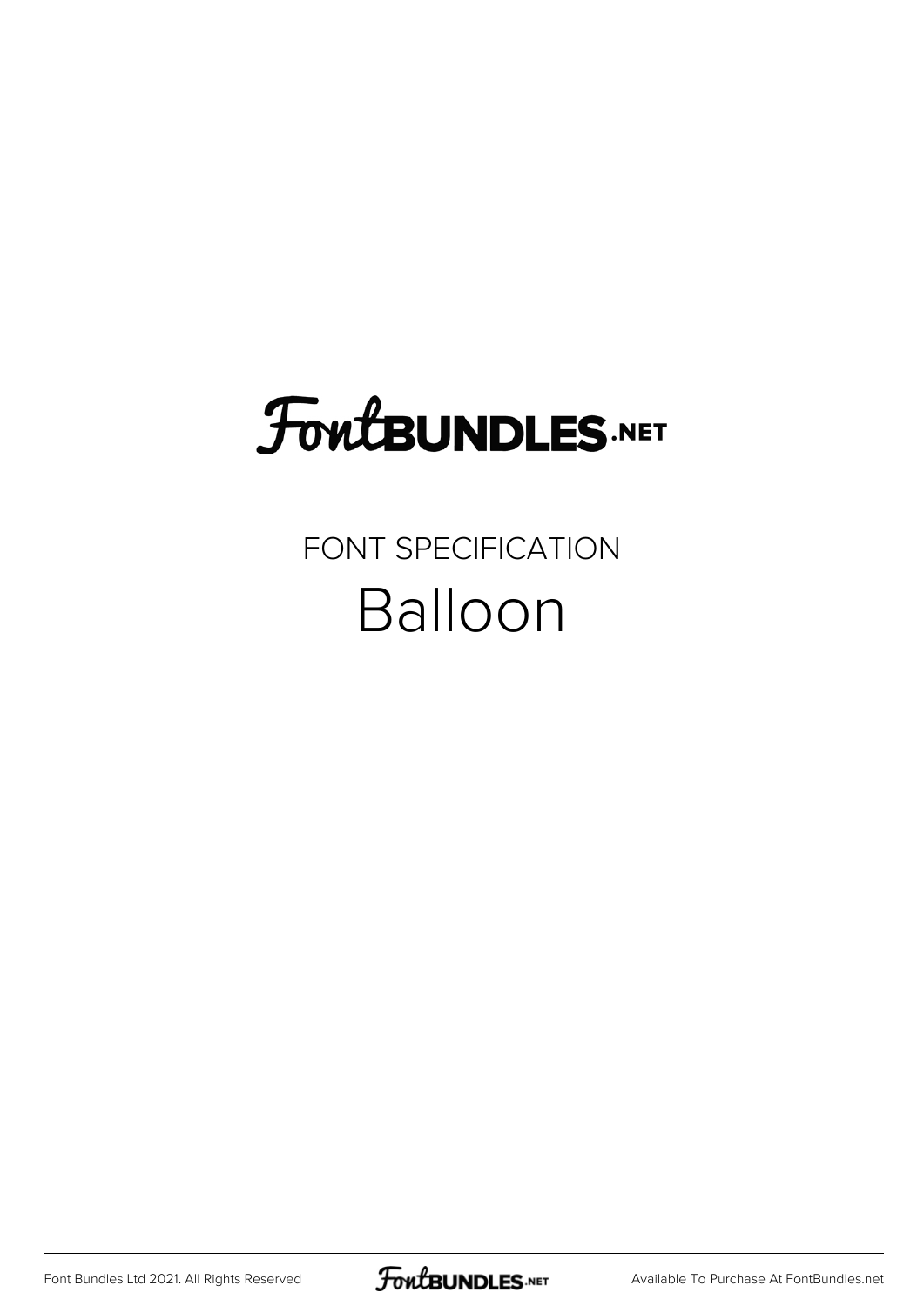FontBUNDLES.NET

FONT SPECIFICATION

# Balloon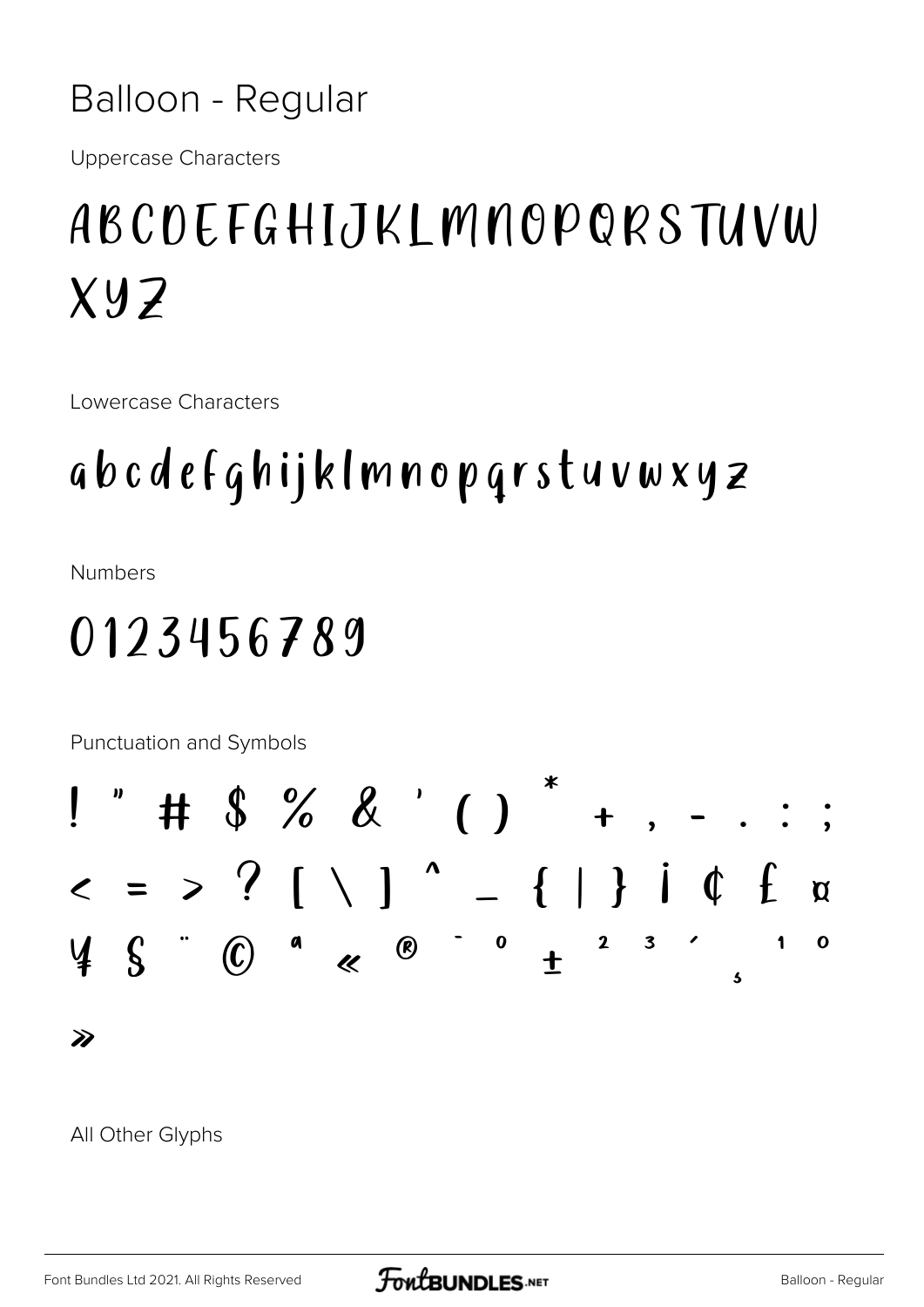# Balloon - Regular

Uppercase Characters

ABCDEFGHIJKLMNOPQRSTUVW XYZ

Lowercase Characters

abcdefghijklmnopqrstuvwxyz

Numbers

0123456789

Punctuation and Symbols

! " # $ % & ' ( ) * + , - . : ; < = > ? [ \ ] ^ _ { | } ¡ ¢ £ ¤ ¥ § ¨ © ª « ® ¯ ° ± ² ³ ´ ¸ ¹ º »

All Other Glyphs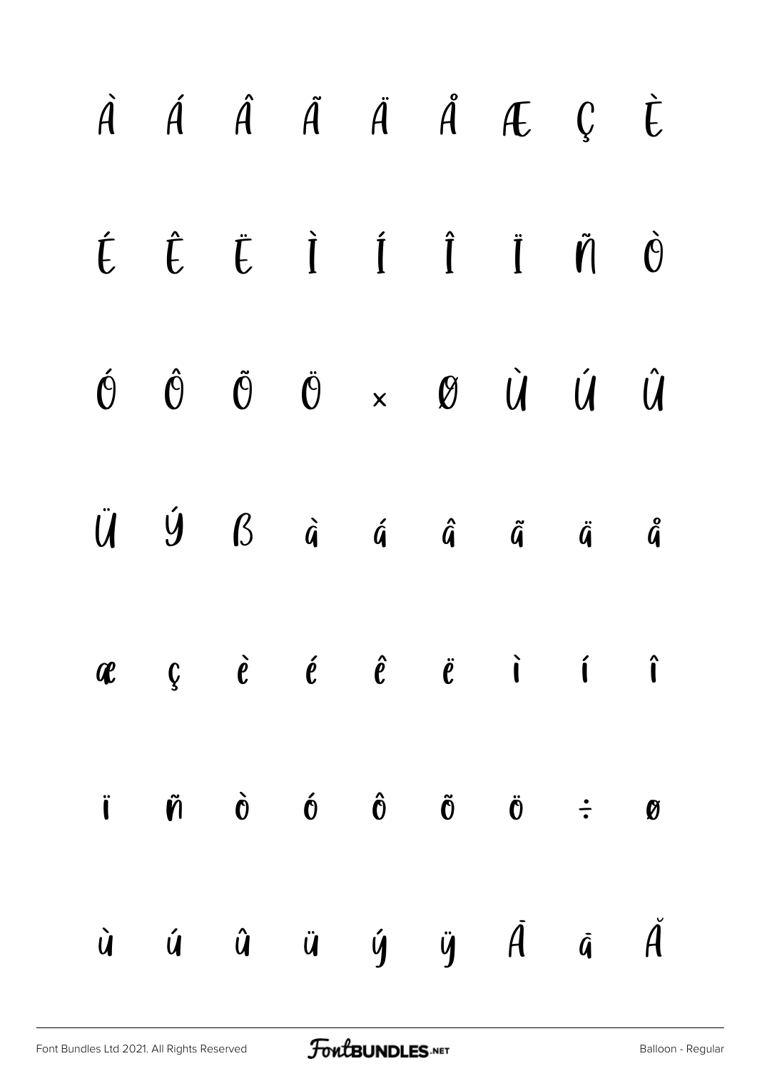À Á Â Ã Ä Å Æ Ç È

É Ê Ë Ì Í Î Ï Ñ Ò

Ó Ô Õ Ö × Ø Ù Ú Û

Ü Ý ß à á â ã ä å

æ ç è é ê ë ì í î

ï ñ ò ó ô õ ö ÷ ø

ù ú û ü ý ÿ Ā ā Ă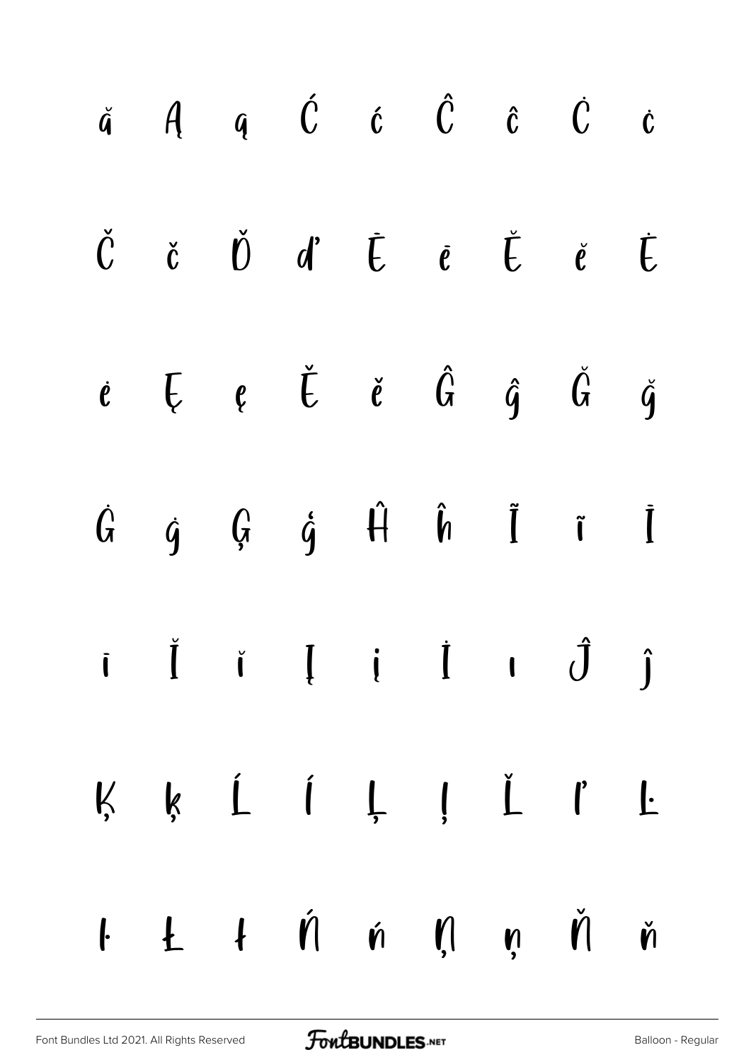ă Ą ą Ć ć Ĉ ĉ Ċ ċ

Č č Ď ď Ē ē Ĕ ĕ Ė

ė Ę ę Ě ě Ĝ ĝ Ğ ğ

Ġ ġ Ģ ģ Ĥ ĥ Ĩ ĩ Ī

ī Ĭ ĭ Į į İ ı Ĵ ĵ

Ķ ķ Ĺ ĺ Ļ ļ Ľ ľ Ŀ

ŀ Ł ł Ń ń Ņ ņ Ň ň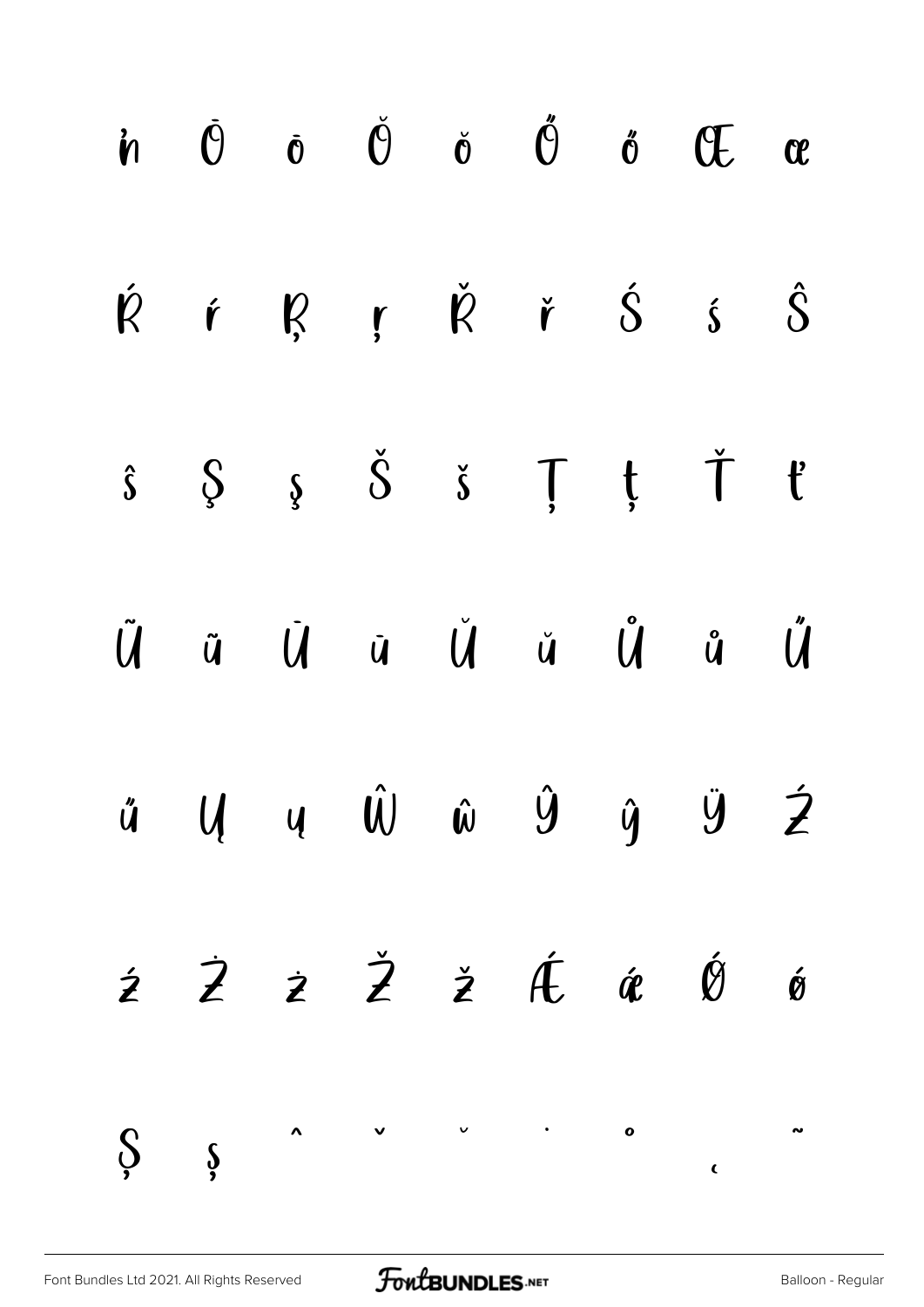ŉ Ō ō Ŏ ŏ Ő ő Œ œ

Ŕ ŕ Ŗ ŗ Ř ř Ś ś Ŝ

ŝ Ş ş Š š Ţ ţ Ť ť

Ũ ũ Ū ū Ŭ ŭ Ů ů Ű

ű Ų ų Ŵ ŵ Ŷ ŷ Ÿ Ź

ź Ż ż Ž ž Ǽ ǽ Ǿ ǿ

Ș ș ˆ ˇ ˘ ˙ ˚ ˛ ˜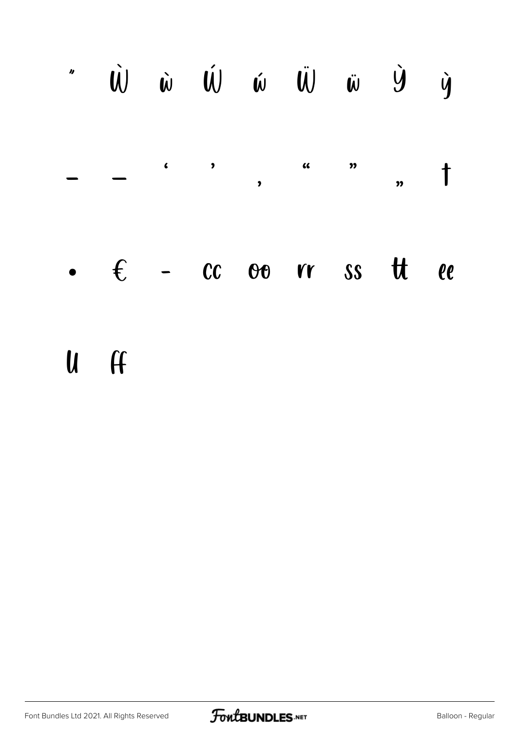˝ Ẁ ẁ Ẃ ẃ Ẅ ẅ Ỳ ỳ

– — ‘ ’ ‚ “ ” „ †

• € - cc oo rr ss tt ee

ll ff